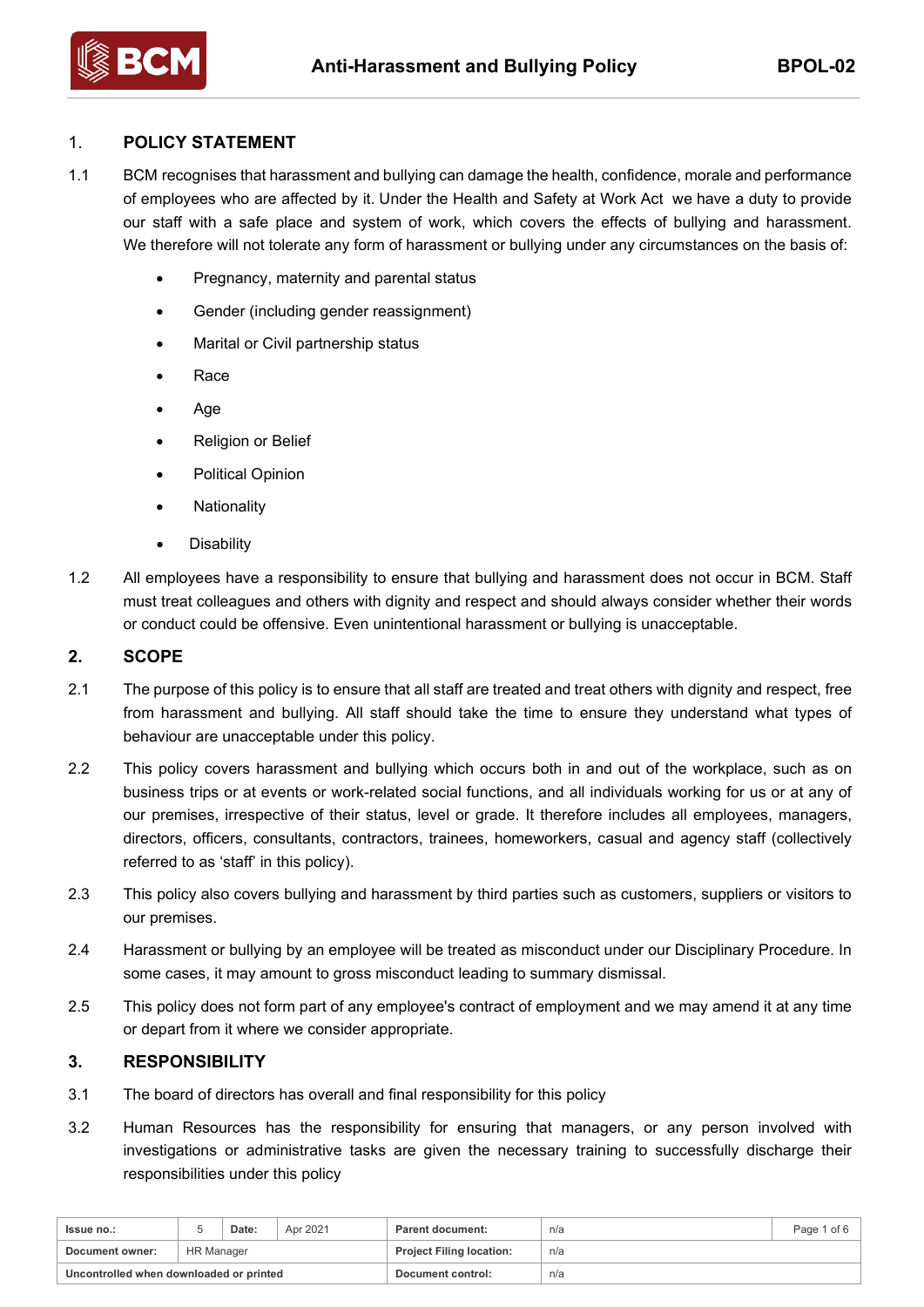# 1. POLICY STATEMENT

1.1 BCM recognises that harassment and bullying can damage the health, confidence, morale and performance of employees who are affected by it. Under the Health and Safety at Work Act we have a duty to provide our staff with a safe place and system of work, which covers the effects of bullying and harassment. We therefore will not tolerate any form of harassment or bullying under any circumstances on the basis of:

- Pregnancy, maternity and parental status
- Gender (including gender reassignment)
- Marital or Civil partnership status
- Race
- Age
- Religion or Belief
- Political Opinion
- Nationality
- Disability

1.2 All employees have a responsibility to ensure that bullying and harassment does not occur in BCM. Staff must treat colleagues and others with dignity and respect and should always consider whether their words or conduct could be offensive. Even unintentional harassment or bullying is unacceptable.

# 2. SCOPE

2.1 The purpose of this policy is to ensure that all staff are treated and treat others with dignity and respect, free from harassment and bullying. All staff should take the time to ensure they understand what types of behaviour are unacceptable under this policy.

2.2 This policy covers harassment and bullying which occurs both in and out of the workplace, such as on business trips or at events or work-related social functions, and all individuals working for us or at any of our premises, irrespective of their status, level or grade. It therefore includes all employees, managers, directors, officers, consultants, contractors, trainees, homeworkers, casual and agency staff (collectively referred to as 'staff' in this policy).

2.3 This policy also covers bullying and harassment by third parties such as customers, suppliers or visitors to our premises.

2.4 Harassment or bullying by an employee will be treated as misconduct under our Disciplinary Procedure. In some cases, it may amount to gross misconduct leading to summary dismissal.

2.5 This policy does not form part of any employee's contract of employment and we may amend it at any time or depart from it where we consider appropriate.

# 3. RESPONSIBILITY

3.1 The board of directors has overall and final responsibility for this policy

3.2 Human Resources has the responsibility for ensuring that managers, or any person involved with investigations or administrative tasks are given the necessary training to successfully discharge their responsibilities under this policy

| Issue no.: | 5 | Date: | Apr 2021 | Parent document: | n/a |
|---|---|---|---|---|---|
| Document owner: | HR Manager | | | Project Filing location: | n/a |
| Uncontrolled when downloaded or printed | | | | Document control: | n/a |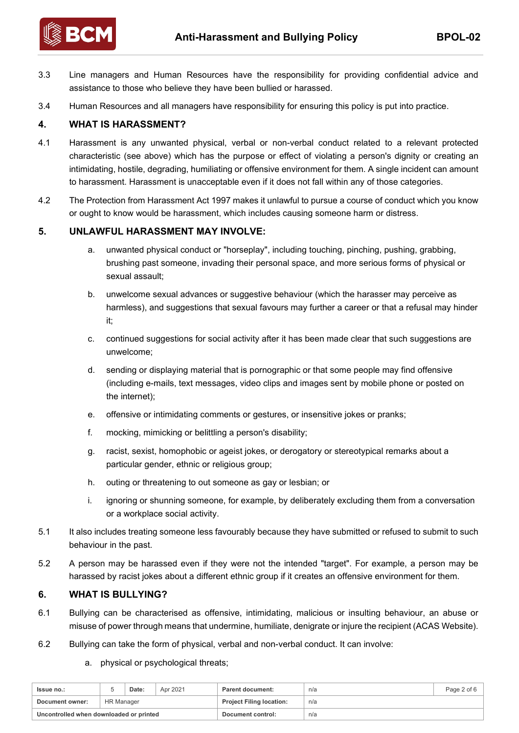3.3 Line managers and Human Resources have the responsibility for providing confidential advice and assistance to those who believe they have been bullied or harassed.

3.4 Human Resources and all managers have responsibility for ensuring this policy is put into practice.

## 4. WHAT IS HARASSMENT?

4.1 Harassment is any unwanted physical, verbal or non-verbal conduct related to a relevant protected characteristic (see above) which has the purpose or effect of violating a person's dignity or creating an intimidating, hostile, degrading, humiliating or offensive environment for them. A single incident can amount to harassment. Harassment is unacceptable even if it does not fall within any of those categories.

4.2 The Protection from Harassment Act 1997 makes it unlawful to pursue a course of conduct which you know or ought to know would be harassment, which includes causing someone harm or distress.

## 5. UNLAWFUL HARASSMENT MAY INVOLVE:

a. unwanted physical conduct or "horseplay", including touching, pinching, pushing, grabbing, brushing past someone, invading their personal space, and more serious forms of physical or sexual assault;

b. unwelcome sexual advances or suggestive behaviour (which the harasser may perceive as harmless), and suggestions that sexual favours may further a career or that a refusal may hinder it;

c. continued suggestions for social activity after it has been made clear that such suggestions are unwelcome;

d. sending or displaying material that is pornographic or that some people may find offensive (including e-mails, text messages, video clips and images sent by mobile phone or posted on the internet);

e. offensive or intimidating comments or gestures, or insensitive jokes or pranks;

f. mocking, mimicking or belittling a person's disability;

g. racist, sexist, homophobic or ageist jokes, or derogatory or stereotypical remarks about a particular gender, ethnic or religious group;

h. outing or threatening to out someone as gay or lesbian; or

i. ignoring or shunning someone, for example, by deliberately excluding them from a conversation or a workplace social activity.

5.1 It also includes treating someone less favourably because they have submitted or refused to submit to such behaviour in the past.

5.2 A person may be harassed even if they were not the intended "target". For example, a person may be harassed by racist jokes about a different ethnic group if it creates an offensive environment for them.

## 6. WHAT IS BULLYING?

6.1 Bullying can be characterised as offensive, intimidating, malicious or insulting behaviour, an abuse or misuse of power through means that undermine, humiliate, denigrate or injure the recipient (ACAS Website).

6.2 Bullying can take the form of physical, verbal and non-verbal conduct. It can involve:

a. physical or psychological threats;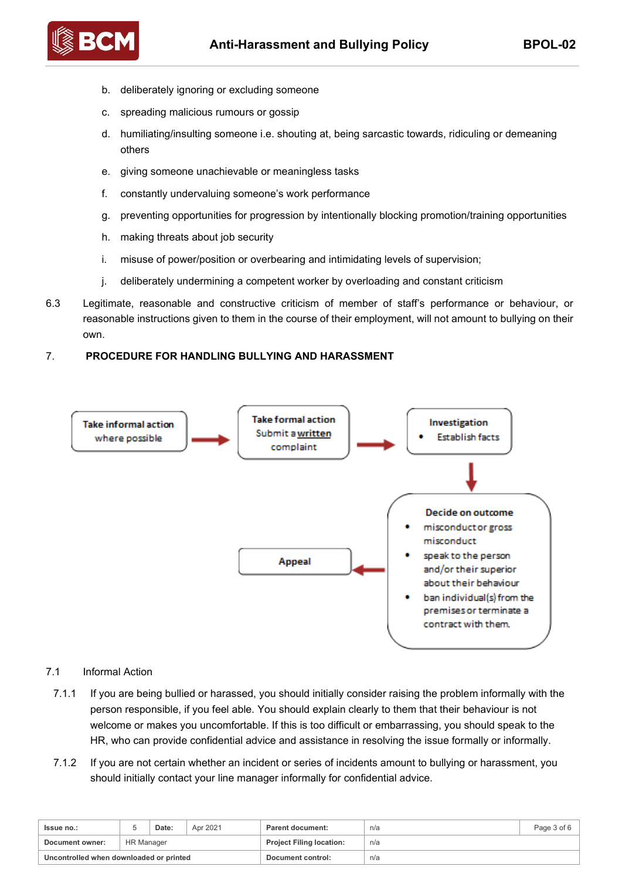b. deliberately ignoring or excluding someone

c. spreading malicious rumours or gossip

d. humiliating/insulting someone i.e. shouting at, being sarcastic towards, ridiculing or demeaning others

e. giving someone unachievable or meaningless tasks

f. constantly undervaluing someone's work performance

g. preventing opportunities for progression by intentionally blocking promotion/training opportunities

h. making threats about job security

i. misuse of power/position or overbearing and intimidating levels of supervision;

j. deliberately undermining a competent worker by overloading and constant criticism

6.3 Legitimate, reasonable and constructive criticism of member of staff's performance or behaviour, or reasonable instructions given to them in the course of their employment, will not amount to bullying on their own.

## 7. PROCEDURE FOR HANDLING BULLYING AND HARASSMENT

**Take informal action** where possible → **Take formal action** Submit a **written** complaint → **Investigation**
- Establish facts

→ **Decide on outcome**
- misconduct or gross misconduct
- speak to the person and/or their superior about their behaviour
- ban individual(s) from the premises or terminate a contract with them.

→ **Appeal**

7.1 Informal Action

7.1.1 If you are being bullied or harassed, you should initially consider raising the problem informally with the person responsible, if you feel able. You should explain clearly to them that their behaviour is not welcome or makes you uncomfortable. If this is too difficult or embarrassing, you should speak to the HR, who can provide confidential advice and assistance in resolving the issue formally or informally.

7.1.2 If you are not certain whether an incident or series of incidents amount to bullying or harassment, you should initially contact your line manager informally for confidential advice.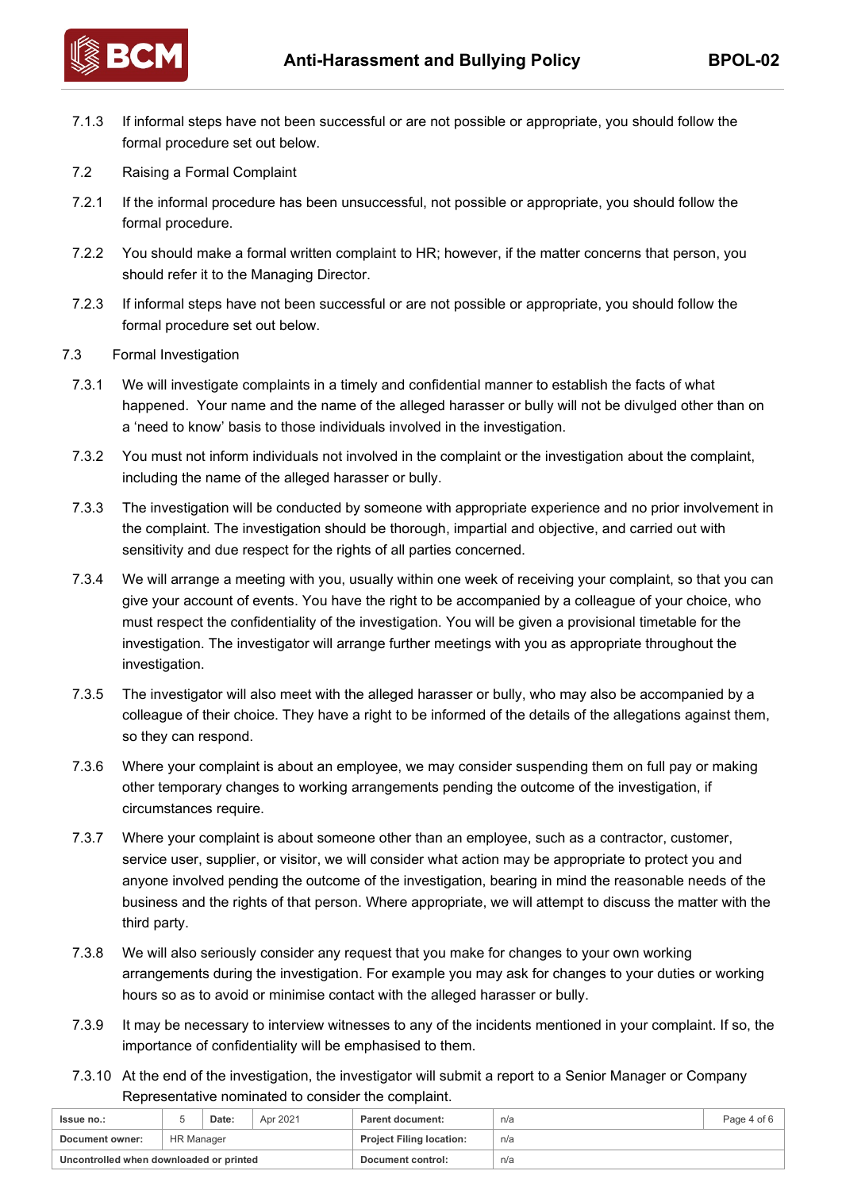7.1.3 If informal steps have not been successful or are not possible or appropriate, you should follow the formal procedure set out below.

7.2 Raising a Formal Complaint

7.2.1 If the informal procedure has been unsuccessful, not possible or appropriate, you should follow the formal procedure.

7.2.2 You should make a formal written complaint to HR; however, if the matter concerns that person, you should refer it to the Managing Director.

7.2.3 If informal steps have not been successful or are not possible or appropriate, you should follow the formal procedure set out below.

7.3 Formal Investigation

7.3.1 We will investigate complaints in a timely and confidential manner to establish the facts of what happened. Your name and the name of the alleged harasser or bully will not be divulged other than on a 'need to know' basis to those individuals involved in the investigation.

7.3.2 You must not inform individuals not involved in the complaint or the investigation about the complaint, including the name of the alleged harasser or bully.

7.3.3 The investigation will be conducted by someone with appropriate experience and no prior involvement in the complaint. The investigation should be thorough, impartial and objective, and carried out with sensitivity and due respect for the rights of all parties concerned.

7.3.4 We will arrange a meeting with you, usually within one week of receiving your complaint, so that you can give your account of events. You have the right to be accompanied by a colleague of your choice, who must respect the confidentiality of the investigation. You will be given a provisional timetable for the investigation. The investigator will arrange further meetings with you as appropriate throughout the investigation.

7.3.5 The investigator will also meet with the alleged harasser or bully, who may also be accompanied by a colleague of their choice. They have a right to be informed of the details of the allegations against them, so they can respond.

7.3.6 Where your complaint is about an employee, we may consider suspending them on full pay or making other temporary changes to working arrangements pending the outcome of the investigation, if circumstances require.

7.3.7 Where your complaint is about someone other than an employee, such as a contractor, customer, service user, supplier, or visitor, we will consider what action may be appropriate to protect you and anyone involved pending the outcome of the investigation, bearing in mind the reasonable needs of the business and the rights of that person. Where appropriate, we will attempt to discuss the matter with the third party.

7.3.8 We will also seriously consider any request that you make for changes to your own working arrangements during the investigation. For example you may ask for changes to your duties or working hours so as to avoid or minimise contact with the alleged harasser or bully.

7.3.9 It may be necessary to interview witnesses to any of the incidents mentioned in your complaint. If so, the importance of confidentiality will be emphasised to them.

7.3.10 At the end of the investigation, the investigator will submit a report to a Senior Manager or Company Representative nominated to consider the complaint.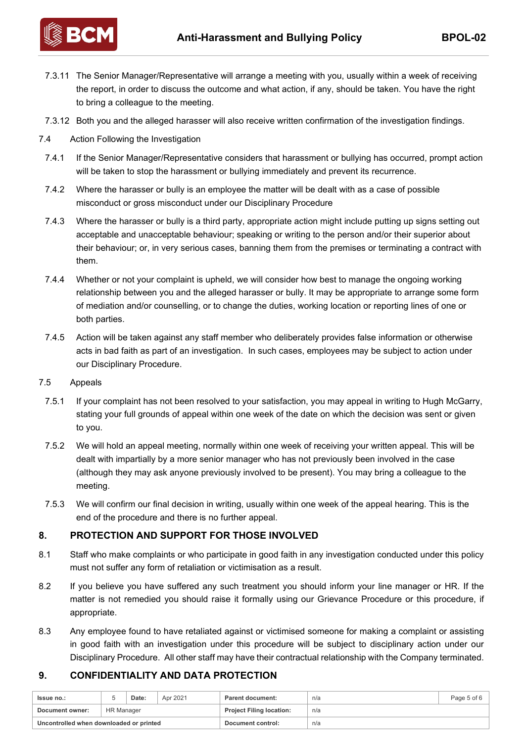7.3.11 The Senior Manager/Representative will arrange a meeting with you, usually within a week of receiving the report, in order to discuss the outcome and what action, if any, should be taken. You have the right to bring a colleague to the meeting.

7.3.12 Both you and the alleged harasser will also receive written confirmation of the investigation findings.

7.4 Action Following the Investigation

7.4.1 If the Senior Manager/Representative considers that harassment or bullying has occurred, prompt action will be taken to stop the harassment or bullying immediately and prevent its recurrence.

7.4.2 Where the harasser or bully is an employee the matter will be dealt with as a case of possible misconduct or gross misconduct under our Disciplinary Procedure

7.4.3 Where the harasser or bully is a third party, appropriate action might include putting up signs setting out acceptable and unacceptable behaviour; speaking or writing to the person and/or their superior about their behaviour; or, in very serious cases, banning them from the premises or terminating a contract with them.

7.4.4 Whether or not your complaint is upheld, we will consider how best to manage the ongoing working relationship between you and the alleged harasser or bully. It may be appropriate to arrange some form of mediation and/or counselling, or to change the duties, working location or reporting lines of one or both parties.

7.4.5 Action will be taken against any staff member who deliberately provides false information or otherwise acts in bad faith as part of an investigation. In such cases, employees may be subject to action under our Disciplinary Procedure.

7.5 Appeals

7.5.1 If your complaint has not been resolved to your satisfaction, you may appeal in writing to Hugh McGarry, stating your full grounds of appeal within one week of the date on which the decision was sent or given to you.

7.5.2 We will hold an appeal meeting, normally within one week of receiving your written appeal. This will be dealt with impartially by a more senior manager who has not previously been involved in the case (although they may ask anyone previously involved to be present). You may bring a colleague to the meeting.

7.5.3 We will confirm our final decision in writing, usually within one week of the appeal hearing. This is the end of the procedure and there is no further appeal.

## 8. PROTECTION AND SUPPORT FOR THOSE INVOLVED

8.1 Staff who make complaints or who participate in good faith in any investigation conducted under this policy must not suffer any form of retaliation or victimisation as a result.

8.2 If you believe you have suffered any such treatment you should inform your line manager or HR. If the matter is not remedied you should raise it formally using our Grievance Procedure or this procedure, if appropriate.

8.3 Any employee found to have retaliated against or victimised someone for making a complaint or assisting in good faith with an investigation under this procedure will be subject to disciplinary action under our Disciplinary Procedure. All other staff may have their contractual relationship with the Company terminated.

## 9. CONFIDENTIALITY AND DATA PROTECTION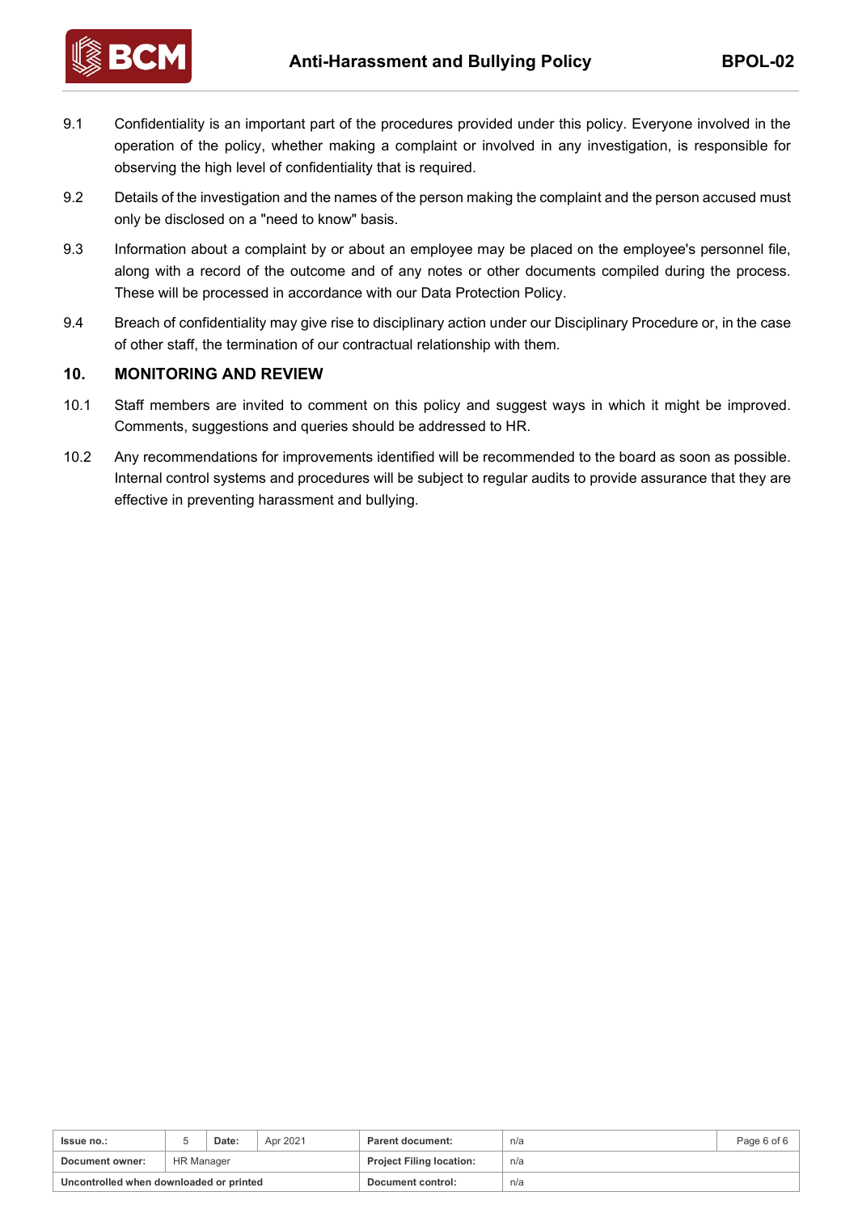9.1 Confidentiality is an important part of the procedures provided under this policy. Everyone involved in the operation of the policy, whether making a complaint or involved in any investigation, is responsible for observing the high level of confidentiality that is required.

9.2 Details of the investigation and the names of the person making the complaint and the person accused must only be disclosed on a "need to know" basis.

9.3 Information about a complaint by or about an employee may be placed on the employee's personnel file, along with a record of the outcome and of any notes or other documents compiled during the process. These will be processed in accordance with our Data Protection Policy.

9.4 Breach of confidentiality may give rise to disciplinary action under our Disciplinary Procedure or, in the case of other staff, the termination of our contractual relationship with them.

## 10. MONITORING AND REVIEW

10.1 Staff members are invited to comment on this policy and suggest ways in which it might be improved. Comments, suggestions and queries should be addressed to HR.

10.2 Any recommendations for improvements identified will be recommended to the board as soon as possible. Internal control systems and procedures will be subject to regular audits to provide assurance that they are effective in preventing harassment and bullying.